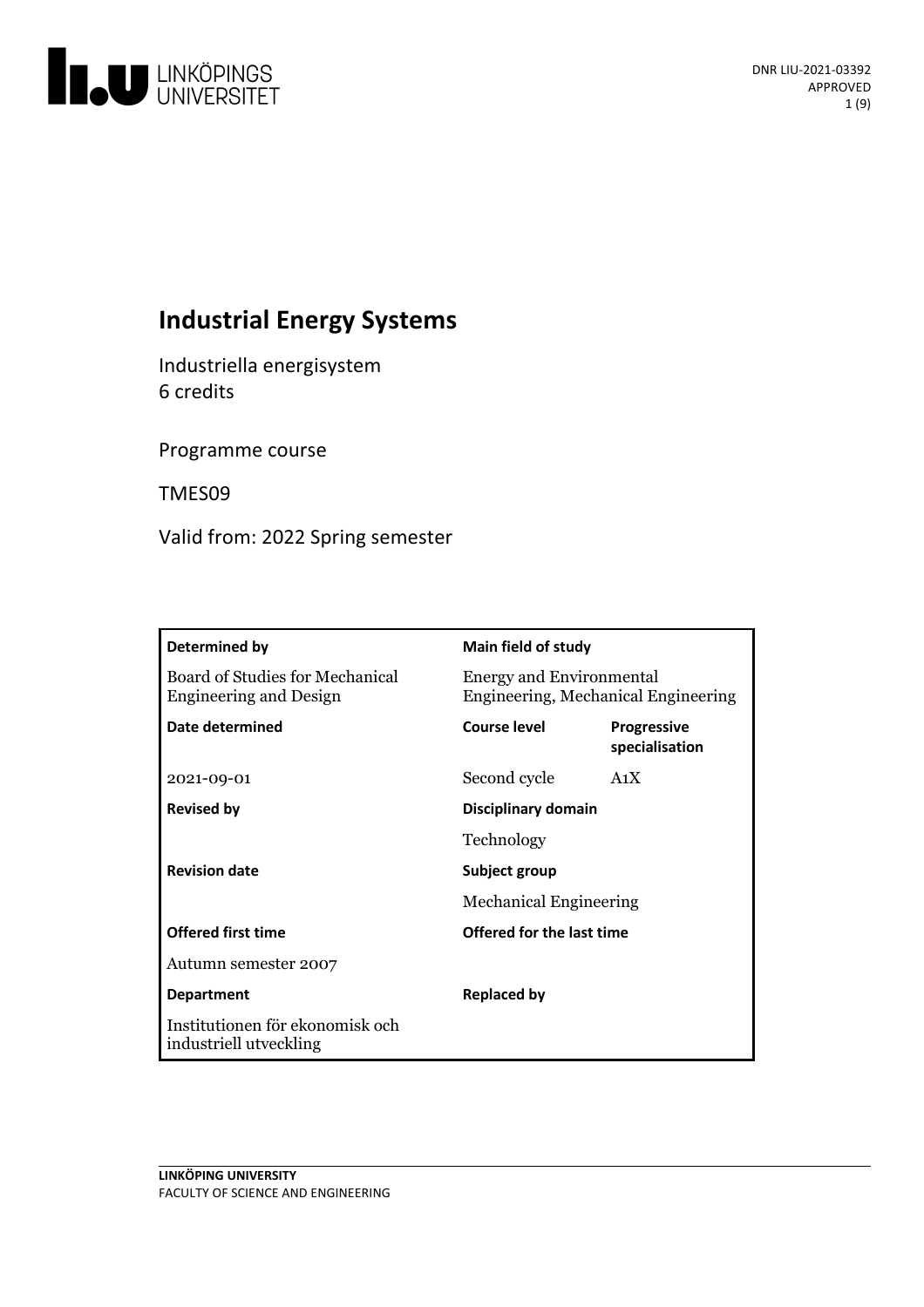# Industrial Energy Systems

Industriella energisystem
6 credits

Programme course

TMES09

Valid from: 2022 Spring semester

| Determined by | Main field of study | |
|---|---|---|
| Board of Studies for Mechanical Engineering and Design | Energy and Environmental Engineering, Mechanical Engineering | |
| **Date determined** | **Course level** | **Progressive specialisation** |
| 2021-09-01 | Second cycle | A1X |
| **Revised by** | **Disciplinary domain** | |
| | Technology | |
| **Revision date** | **Subject group** | |
| | Mechanical Engineering | |
| **Offered first time** | **Offered for the last time** | |
| Autumn semester 2007 | | |
| **Department** | **Replaced by** | |
| Institutionen för ekonomisk och industriell utveckling | | |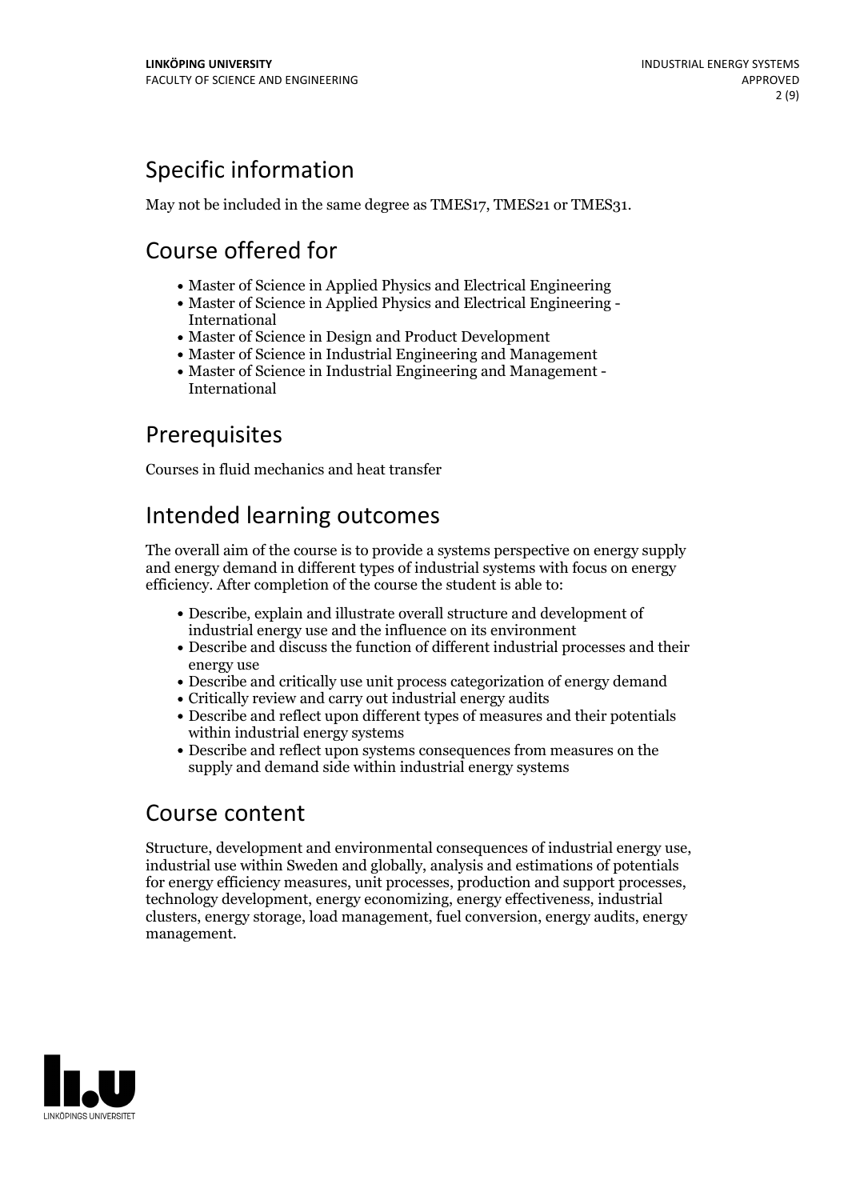## Specific information

May not be included in the same degree as TMES17, TMES21 or TMES31.

## Course offered for

- Master of Science in Applied Physics and Electrical Engineering
- Master of Science in Applied Physics and Electrical Engineering - International
- Master of Science in Design and Product Development
- Master of Science in Industrial Engineering and Management
- Master of Science in Industrial Engineering and Management - International

## Prerequisites

Courses in fluid mechanics and heat transfer

## Intended learning outcomes

The overall aim of the course is to provide a systems perspective on energy supply and energy demand in different types of industrial systems with focus on energy efficiency. After completion of the course the student is able to:

- Describe, explain and illustrate overall structure and development of industrial energy use and the influence on its environment
- Describe and discuss the function of different industrial processes and their energy use
- Describe and critically use unit process categorization of energy demand
- Critically review and carry out industrial energy audits
- Describe and reflect upon different types of measures and their potentials within industrial energy systems
- Describe and reflect upon systems consequences from measures on the supply and demand side within industrial energy systems

## Course content

Structure, development and environmental consequences of industrial energy use, industrial use within Sweden and globally, analysis and estimations of potentials for energy efficiency measures, unit processes, production and support processes, technology development, energy economizing, energy effectiveness, industrial clusters, energy storage, load management, fuel conversion, energy audits, energy management.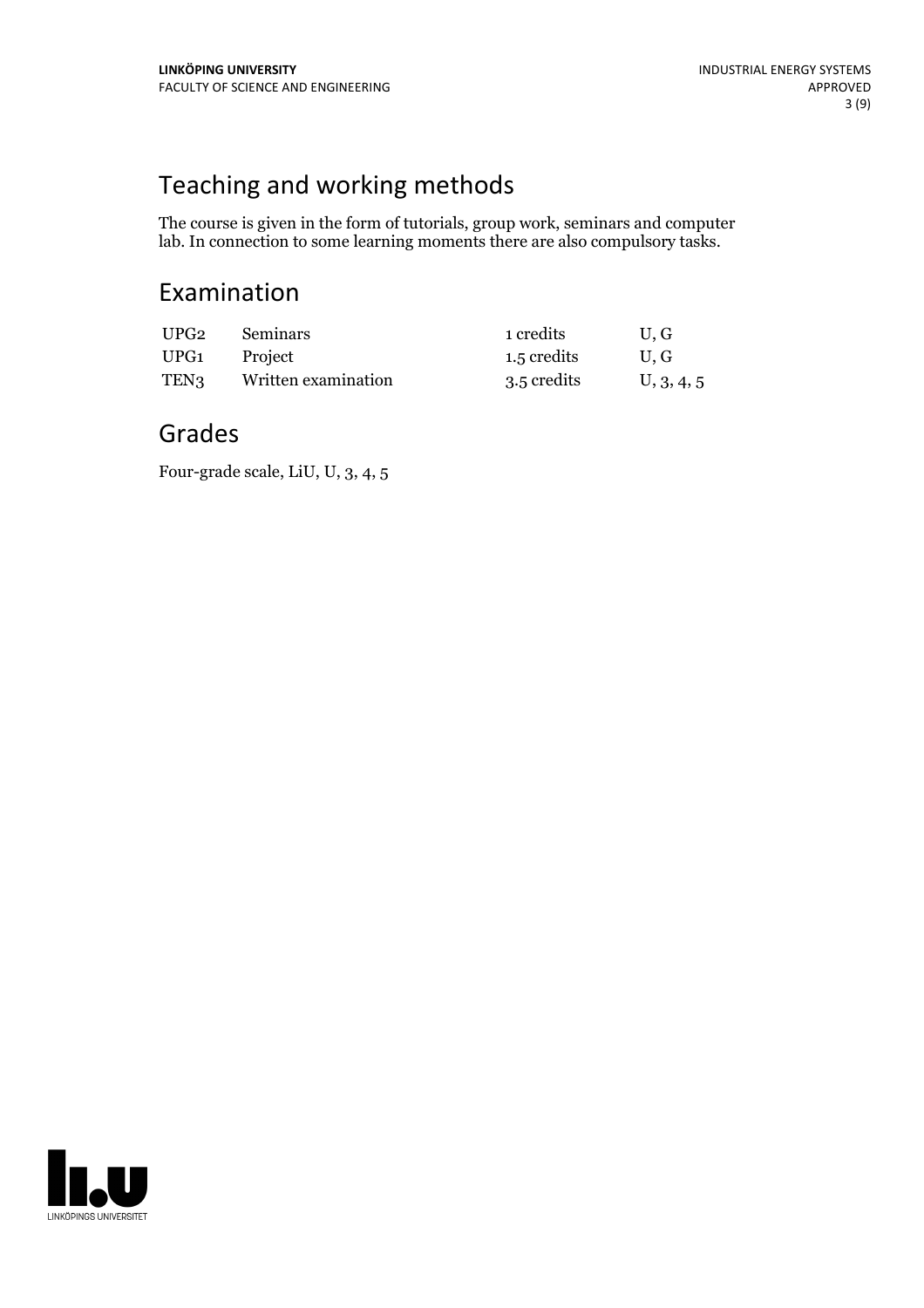## Teaching and working methods

The course is given in the form of tutorials, group work, seminars and computer lab. In connection to some learning moments there are also compulsory tasks.

## Examination

| | | | |
|---|---|---|---|
| UPG2 | Seminars | 1 credits | U, G |
| UPG1 | Project | 1.5 credits | U, G |
| TEN3 | Written examination | 3.5 credits | U, 3, 4, 5 |

## Grades

Four-grade scale, LiU, U, 3, 4, 5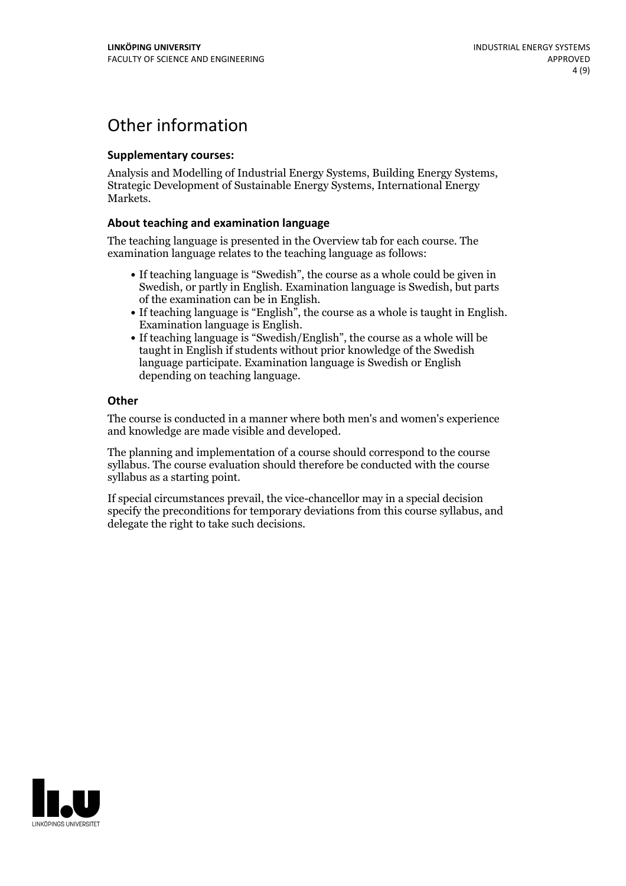# Other information

**Supplementary courses:**

Analysis and Modelling of Industrial Energy Systems, Building Energy Systems, Strategic Development of Sustainable Energy Systems, International Energy Markets.

### About teaching and examination language

The teaching language is presented in the Overview tab for each course. The examination language relates to the teaching language as follows:

- If teaching language is "Swedish", the course as a whole could be given in Swedish, or partly in English. Examination language is Swedish, but parts of the examination can be in English.
- If teaching language is "English", the course as a whole is taught in English. Examination language is English.
- If teaching language is "Swedish/English", the course as a whole will be taught in English if students without prior knowledge of the Swedish language participate. Examination language is Swedish or English depending on teaching language.

### Other

The course is conducted in a manner where both men's and women's experience and knowledge are made visible and developed.

The planning and implementation of a course should correspond to the course syllabus. The course evaluation should therefore be conducted with the course syllabus as a starting point.

If special circumstances prevail, the vice-chancellor may in a special decision specify the preconditions for temporary deviations from this course syllabus, and delegate the right to take such decisions.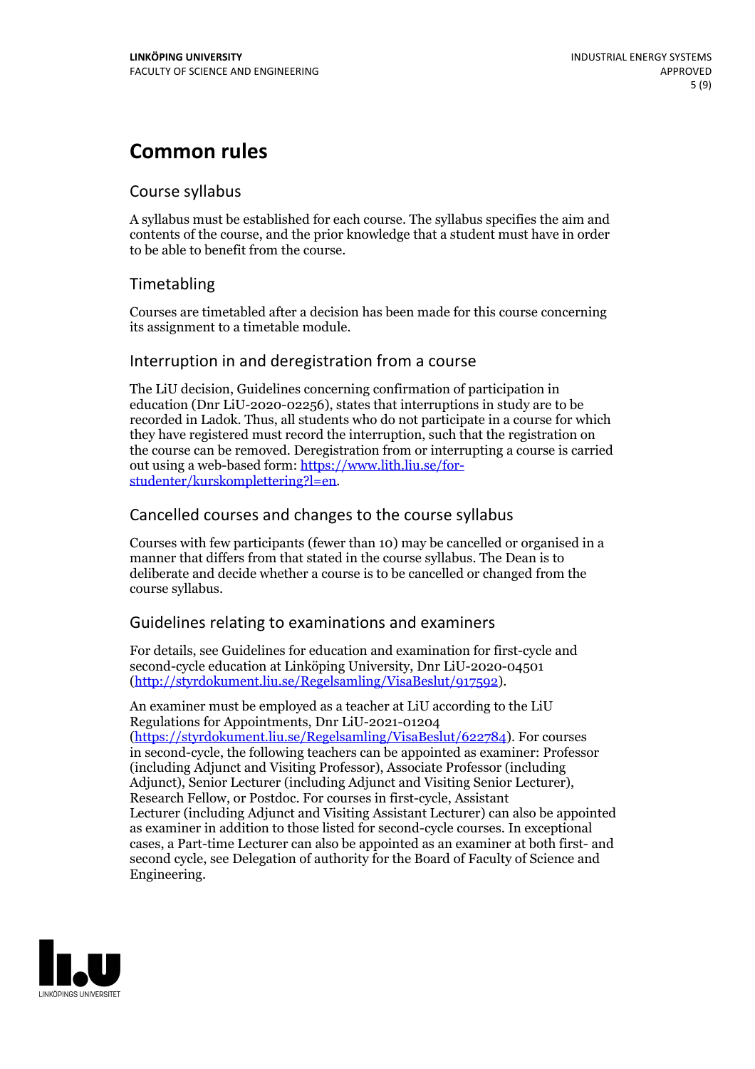# Common rules

## Course syllabus

A syllabus must be established for each course. The syllabus specifies the aim and contents of the course, and the prior knowledge that a student must have in order to be able to benefit from the course.

## Timetabling

Courses are timetabled after a decision has been made for this course concerning its assignment to a timetable module.

## Interruption in and deregistration from a course

The LiU decision, Guidelines concerning confirmation of participation in education (Dnr LiU-2020-02256), states that interruptions in study are to be recorded in Ladok. Thus, all students who do not participate in a course for which they have registered must record the interruption, such that the registration on the course can be removed. Deregistration from or interrupting a course is carried out using a web-based form: https://www.lith.liu.se/for-studenter/kurskomplettering?l=en.

## Cancelled courses and changes to the course syllabus

Courses with few participants (fewer than 10) may be cancelled or organised in a manner that differs from that stated in the course syllabus. The Dean is to deliberate and decide whether a course is to be cancelled or changed from the course syllabus.

## Guidelines relating to examinations and examiners

For details, see Guidelines for education and examination for first-cycle and second-cycle education at Linköping University, Dnr LiU-2020-04501 (http://styrdokument.liu.se/Regelsamling/VisaBeslut/917592).

An examiner must be employed as a teacher at LiU according to the LiU Regulations for Appointments, Dnr LiU-2021-01204 (https://styrdokument.liu.se/Regelsamling/VisaBeslut/622784). For courses in second-cycle, the following teachers can be appointed as examiner: Professor (including Adjunct and Visiting Professor), Associate Professor (including Adjunct), Senior Lecturer (including Adjunct and Visiting Senior Lecturer), Research Fellow, or Postdoc. For courses in first-cycle, Assistant Lecturer (including Adjunct and Visiting Assistant Lecturer) can also be appointed as examiner in addition to those listed for second-cycle courses. In exceptional cases, a Part-time Lecturer can also be appointed as an examiner at both first- and second cycle, see Delegation of authority for the Board of Faculty of Science and Engineering.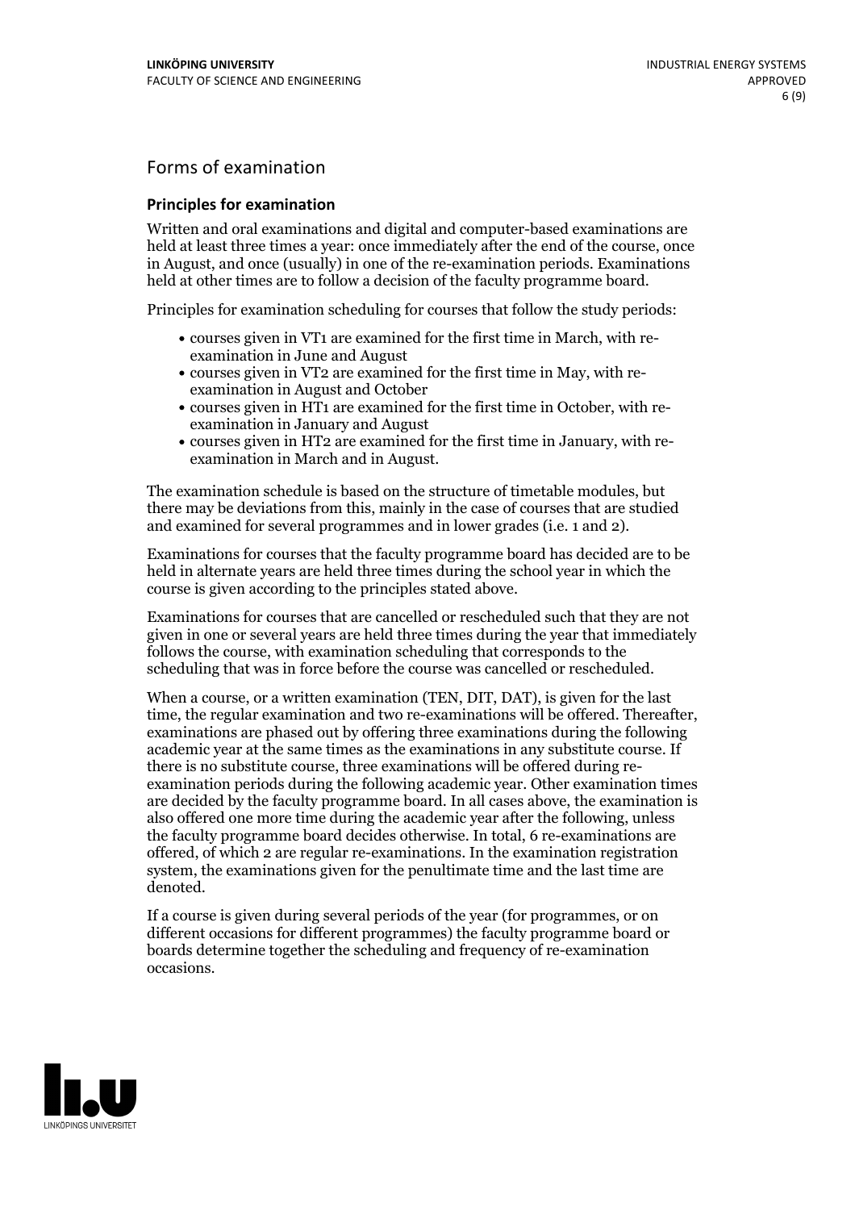## Forms of examination

### Principles for examination

Written and oral examinations and digital and computer-based examinations are held at least three times a year: once immediately after the end of the course, once in August, and once (usually) in one of the re-examination periods. Examinations held at other times are to follow a decision of the faculty programme board.

Principles for examination scheduling for courses that follow the study periods:

- courses given in VT1 are examined for the first time in March, with re-examination in June and August
- courses given in VT2 are examined for the first time in May, with re-examination in August and October
- courses given in HT1 are examined for the first time in October, with re-examination in January and August
- courses given in HT2 are examined for the first time in January, with re-examination in March and in August.

The examination schedule is based on the structure of timetable modules, but there may be deviations from this, mainly in the case of courses that are studied and examined for several programmes and in lower grades (i.e. 1 and 2).

Examinations for courses that the faculty programme board has decided are to be held in alternate years are held three times during the school year in which the course is given according to the principles stated above.

Examinations for courses that are cancelled or rescheduled such that they are not given in one or several years are held three times during the year that immediately follows the course, with examination scheduling that corresponds to the scheduling that was in force before the course was cancelled or rescheduled.

When a course, or a written examination (TEN, DIT, DAT), is given for the last time, the regular examination and two re-examinations will be offered. Thereafter, examinations are phased out by offering three examinations during the following academic year at the same times as the examinations in any substitute course. If there is no substitute course, three examinations will be offered during re-examination periods during the following academic year. Other examination times are decided by the faculty programme board. In all cases above, the examination is also offered one more time during the academic year after the following, unless the faculty programme board decides otherwise. In total, 6 re-examinations are offered, of which 2 are regular re-examinations. In the examination registration system, the examinations given for the penultimate time and the last time are denoted.

If a course is given during several periods of the year (for programmes, or on different occasions for different programmes) the faculty programme board or boards determine together the scheduling and frequency of re-examination occasions.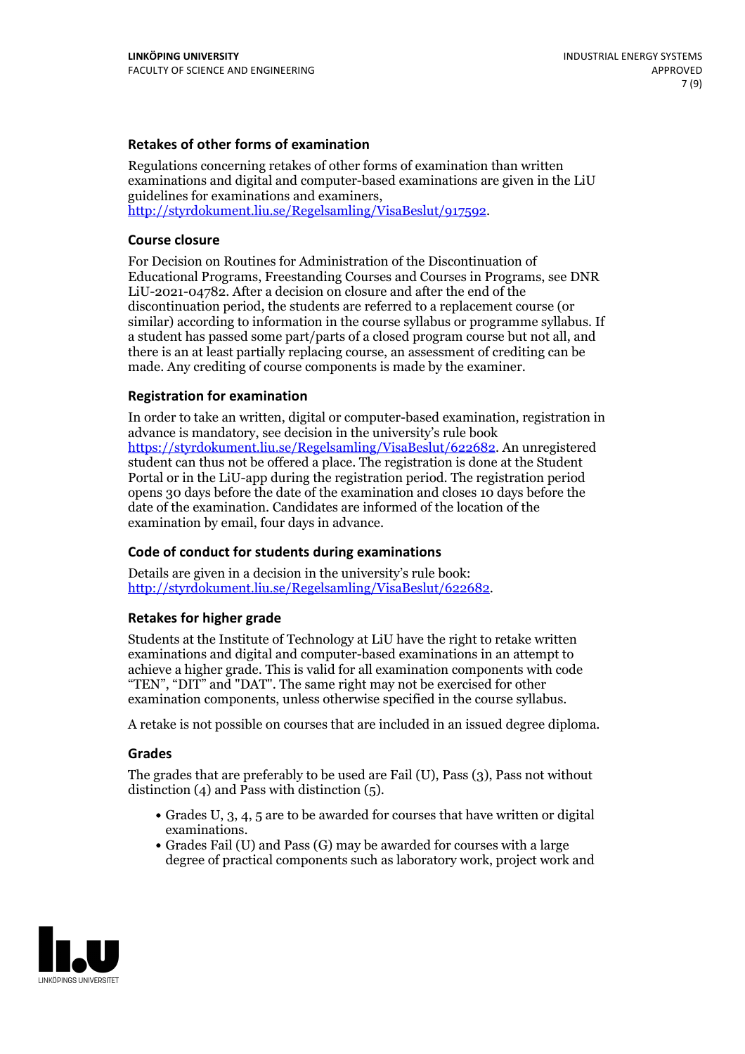### Retakes of other forms of examination

Regulations concerning retakes of other forms of examination than written examinations and digital and computer-based examinations are given in the LiU guidelines for examinations and examiners, http://styrdokument.liu.se/Regelsamling/VisaBeslut/917592.

### Course closure

For Decision on Routines for Administration of the Discontinuation of Educational Programs, Freestanding Courses and Courses in Programs, see DNR LiU-2021-04782. After a decision on closure and after the end of the discontinuation period, the students are referred to a replacement course (or similar) according to information in the course syllabus or programme syllabus. If a student has passed some part/parts of a closed program course but not all, and there is an at least partially replacing course, an assessment of crediting can be made. Any crediting of course components is made by the examiner.

### Registration for examination

In order to take an written, digital or computer-based examination, registration in advance is mandatory, see decision in the university's rule book https://styrdokument.liu.se/Regelsamling/VisaBeslut/622682. An unregistered student can thus not be offered a place. The registration is done at the Student Portal or in the LiU-app during the registration period. The registration period opens 30 days before the date of the examination and closes 10 days before the date of the examination. Candidates are informed of the location of the examination by email, four days in advance.

### Code of conduct for students during examinations

Details are given in a decision in the university's rule book: http://styrdokument.liu.se/Regelsamling/VisaBeslut/622682.

### Retakes for higher grade

Students at the Institute of Technology at LiU have the right to retake written examinations and digital and computer-based examinations in an attempt to achieve a higher grade. This is valid for all examination components with code "TEN", "DIT" and "DAT". The same right may not be exercised for other examination components, unless otherwise specified in the course syllabus.

A retake is not possible on courses that are included in an issued degree diploma.

### Grades

The grades that are preferably to be used are Fail (U), Pass (3), Pass not without distinction (4) and Pass with distinction (5).

- Grades U, 3, 4, 5 are to be awarded for courses that have written or digital examinations.
- Grades Fail (U) and Pass (G) may be awarded for courses with a large degree of practical components such as laboratory work, project work and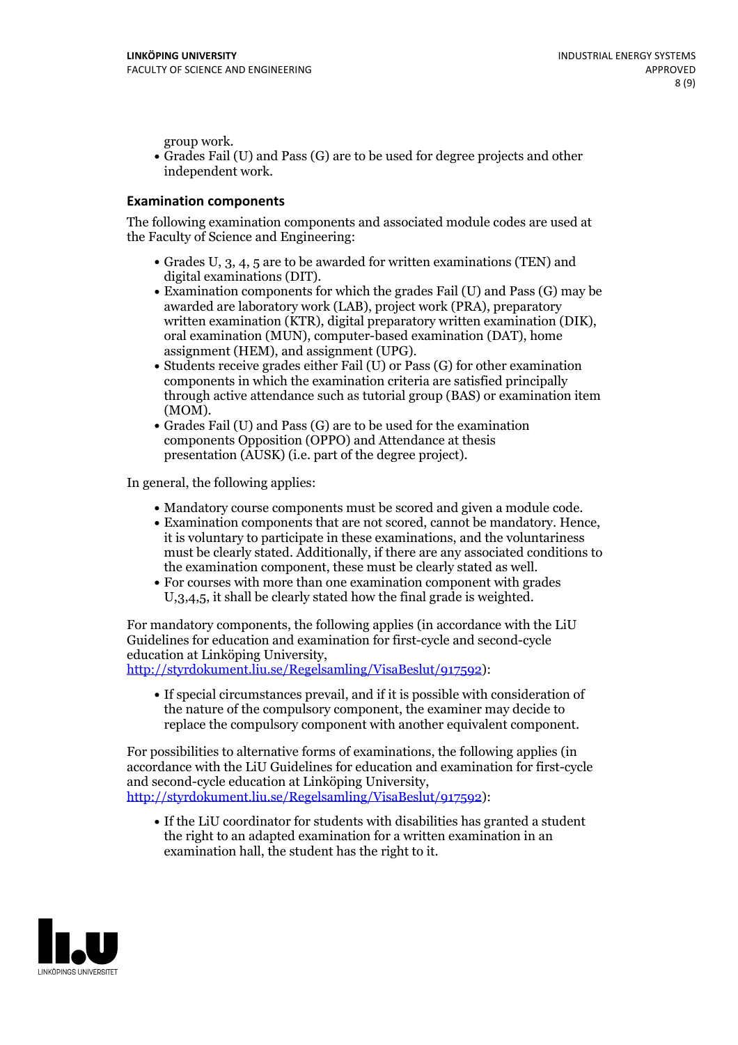group work.
- Grades Fail (U) and Pass (G) are to be used for degree projects and other independent work.

### Examination components

The following examination components and associated module codes are used at the Faculty of Science and Engineering:

- Grades U, 3, 4, 5 are to be awarded for written examinations (TEN) and digital examinations (DIT).
- Examination components for which the grades Fail (U) and Pass (G) may be awarded are laboratory work (LAB), project work (PRA), preparatory written examination (KTR), digital preparatory written examination (DIK), oral examination (MUN), computer-based examination (DAT), home assignment (HEM), and assignment (UPG).
- Students receive grades either Fail (U) or Pass (G) for other examination components in which the examination criteria are satisfied principally through active attendance such as tutorial group (BAS) or examination item (MOM).
- Grades Fail (U) and Pass (G) are to be used for the examination components Opposition (OPPO) and Attendance at thesis presentation (AUSK) (i.e. part of the degree project).

In general, the following applies:

- Mandatory course components must be scored and given a module code.
- Examination components that are not scored, cannot be mandatory. Hence, it is voluntary to participate in these examinations, and the voluntariness must be clearly stated. Additionally, if there are any associated conditions to the examination component, these must be clearly stated as well.
- For courses with more than one examination component with grades U,3,4,5, it shall be clearly stated how the final grade is weighted.

For mandatory components, the following applies (in accordance with the LiU Guidelines for education and examination for first-cycle and second-cycle education at Linköping University, http://styrdokument.liu.se/Regelsamling/VisaBeslut/917592):

- If special circumstances prevail, and if it is possible with consideration of the nature of the compulsory component, the examiner may decide to replace the compulsory component with another equivalent component.

For possibilities to alternative forms of examinations, the following applies (in accordance with the LiU Guidelines for education and examination for first-cycle and second-cycle education at Linköping University, http://styrdokument.liu.se/Regelsamling/VisaBeslut/917592):

- If the LiU coordinator for students with disabilities has granted a student the right to an adapted examination for a written examination in an examination hall, the student has the right to it.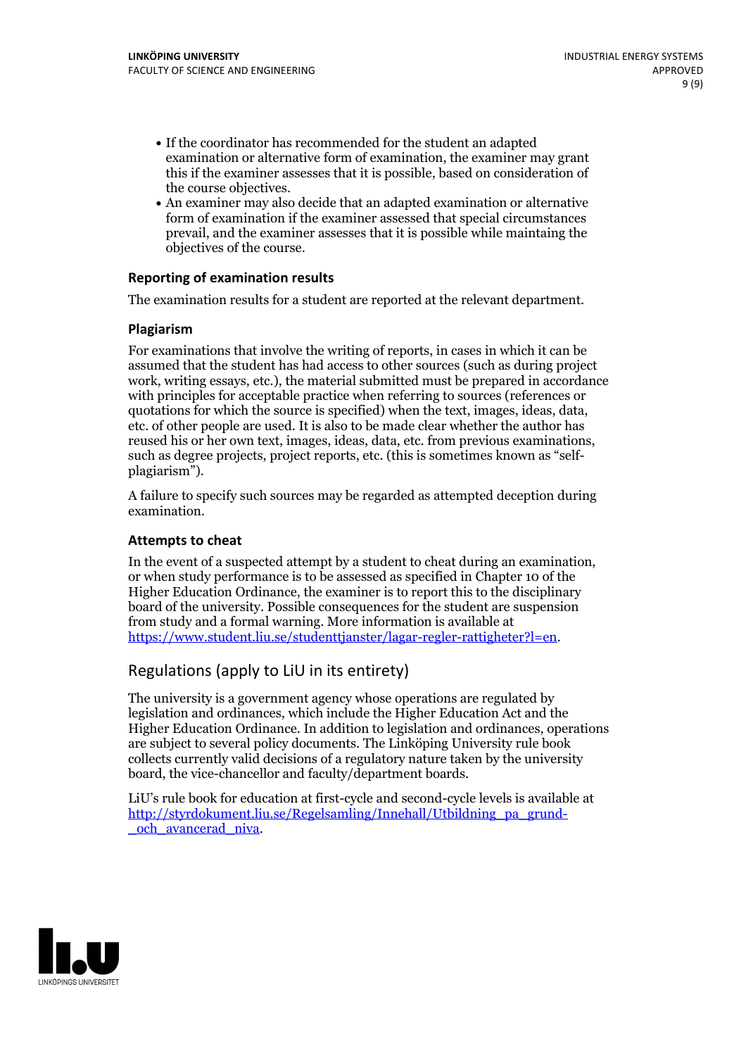- If the coordinator has recommended for the student an adapted examination or alternative form of examination, the examiner may grant this if the examiner assesses that it is possible, based on consideration of the course objectives.
- An examiner may also decide that an adapted examination or alternative form of examination if the examiner assessed that special circumstances prevail, and the examiner assesses that it is possible while maintaing the objectives of the course.

### Reporting of examination results

The examination results for a student are reported at the relevant department.

### Plagiarism

For examinations that involve the writing of reports, in cases in which it can be assumed that the student has had access to other sources (such as during project work, writing essays, etc.), the material submitted must be prepared in accordance with principles for acceptable practice when referring to sources (references or quotations for which the source is specified) when the text, images, ideas, data, etc. of other people are used. It is also to be made clear whether the author has reused his or her own text, images, ideas, data, etc. from previous examinations, such as degree projects, project reports, etc. (this is sometimes known as "self-plagiarism").

A failure to specify such sources may be regarded as attempted deception during examination.

### Attempts to cheat

In the event of a suspected attempt by a student to cheat during an examination, or when study performance is to be assessed as specified in Chapter 10 of the Higher Education Ordinance, the examiner is to report this to the disciplinary board of the university. Possible consequences for the student are suspension from study and a formal warning. More information is available at https://www.student.liu.se/studenttjanster/lagar-regler-rattigheter?l=en.

## Regulations (apply to LiU in its entirety)

The university is a government agency whose operations are regulated by legislation and ordinances, which include the Higher Education Act and the Higher Education Ordinance. In addition to legislation and ordinances, operations are subject to several policy documents. The Linköping University rule book collects currently valid decisions of a regulatory nature taken by the university board, the vice-chancellor and faculty/department boards.

LiU's rule book for education at first-cycle and second-cycle levels is available at http://styrdokument.liu.se/Regelsamling/Innehall/Utbildning_pa_grund-_och_avancerad_niva.